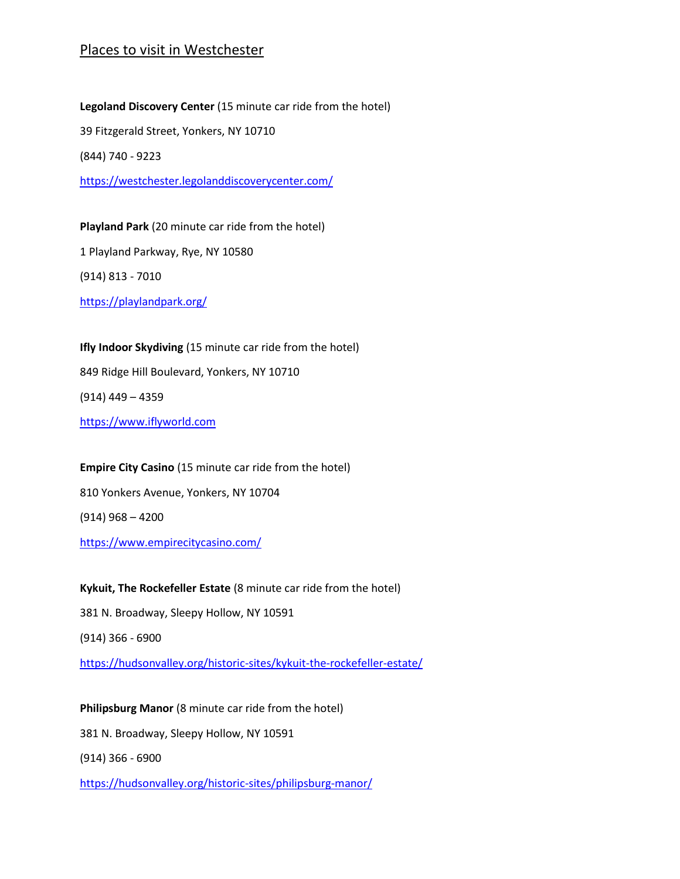# Places to visit in Westchester

**Legoland Discovery Center** (15 minute car ride from the hotel)

39 Fitzgerald Street, Yonkers, NY 10710

(844) 740 - 9223

https://westchester.legolanddiscoverycenter.com/

**Playland Park** (20 minute car ride from the hotel)

1 Playland Parkway, Rye, NY 10580

(914) 813 - 7010

https://playlandpark.org/

**Ifly Indoor Skydiving** (15 minute car ride from the hotel)

849 Ridge Hill Boulevard, Yonkers, NY 10710

(914) 449 – 4359

https://www.iflyworld.com

**Empire City Casino** (15 minute car ride from the hotel)

810 Yonkers Avenue, Yonkers, NY 10704

(914) 968 – 4200

https://www.empirecitycasino.com/

**Kykuit, The Rockefeller Estate** (8 minute car ride from the hotel)

381 N. Broadway, Sleepy Hollow, NY 10591

(914) 366 - 6900

https://hudsonvalley.org/historic-sites/kykuit-the-rockefeller-estate/

**Philipsburg Manor** (8 minute car ride from the hotel)

381 N. Broadway, Sleepy Hollow, NY 10591

(914) 366 - 6900

https://hudsonvalley.org/historic-sites/philipsburg-manor/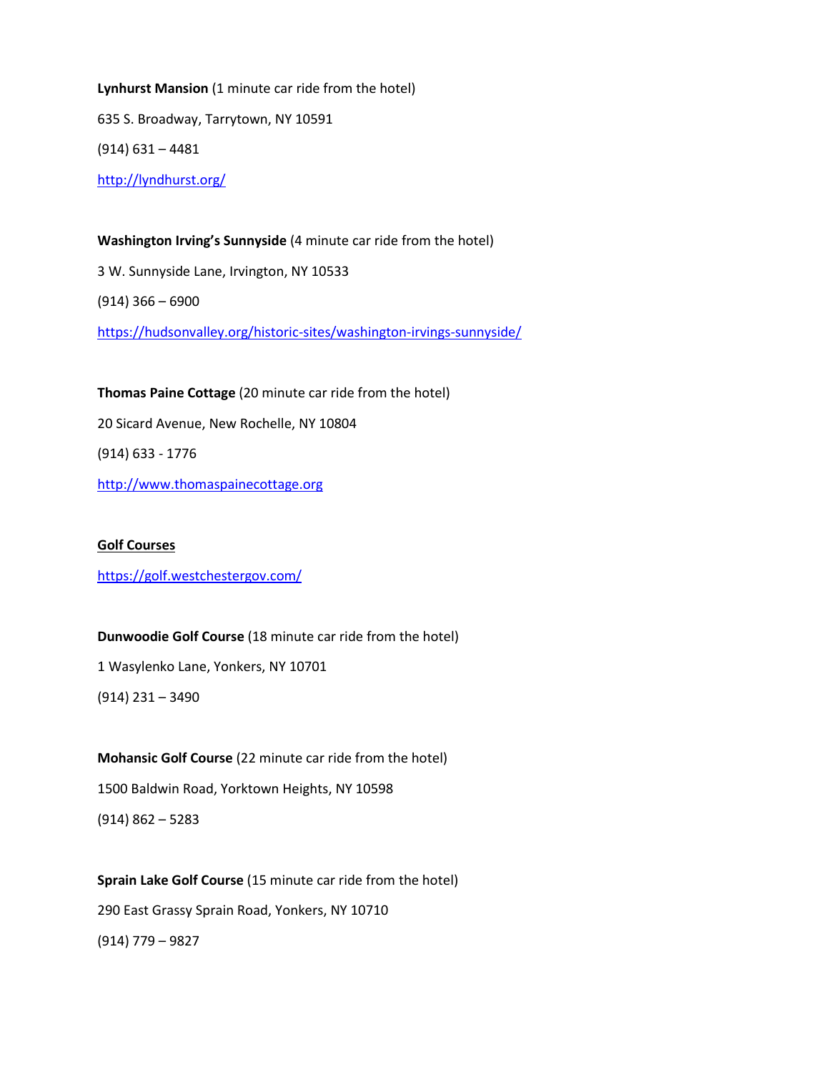**Lynhurst Mansion** (1 minute car ride from the hotel)

635 S. Broadway, Tarrytown, NY 10591

(914) 631 – 4481

[http://lyndhurst.org/](http://lyndhurst.org/)

**Washington Irving's Sunnyside** (4 minute car ride from the hotel)

3 W. Sunnyside Lane, Irvington, NY 10533

(914) 366 – 6900

[https://hudsonvalley.org/historic-sites/washington-irvings-sunnyside/](https://hudsonvalley.org/historic-sites/washington-irvings-sunnyside/)

**Thomas Paine Cottage** (20 minute car ride from the hotel)

20 Sicard Avenue, New Rochelle, NY 10804

(914) 633 - 1776

[http://www.thomaspainecottage.org](http://www.thomaspainecottage.org)

## Golf Courses

[https://golf.westchestergov.com/](https://golf.westchestergov.com/)

**Dunwoodie Golf Course** (18 minute car ride from the hotel)

1 Wasylenko Lane, Yonkers, NY 10701

(914) 231 – 3490

**Mohansic Golf Course** (22 minute car ride from the hotel)

1500 Baldwin Road, Yorktown Heights, NY 10598

(914) 862 – 5283

**Sprain Lake Golf Course** (15 minute car ride from the hotel)

290 East Grassy Sprain Road, Yonkers, NY 10710

(914) 779 – 9827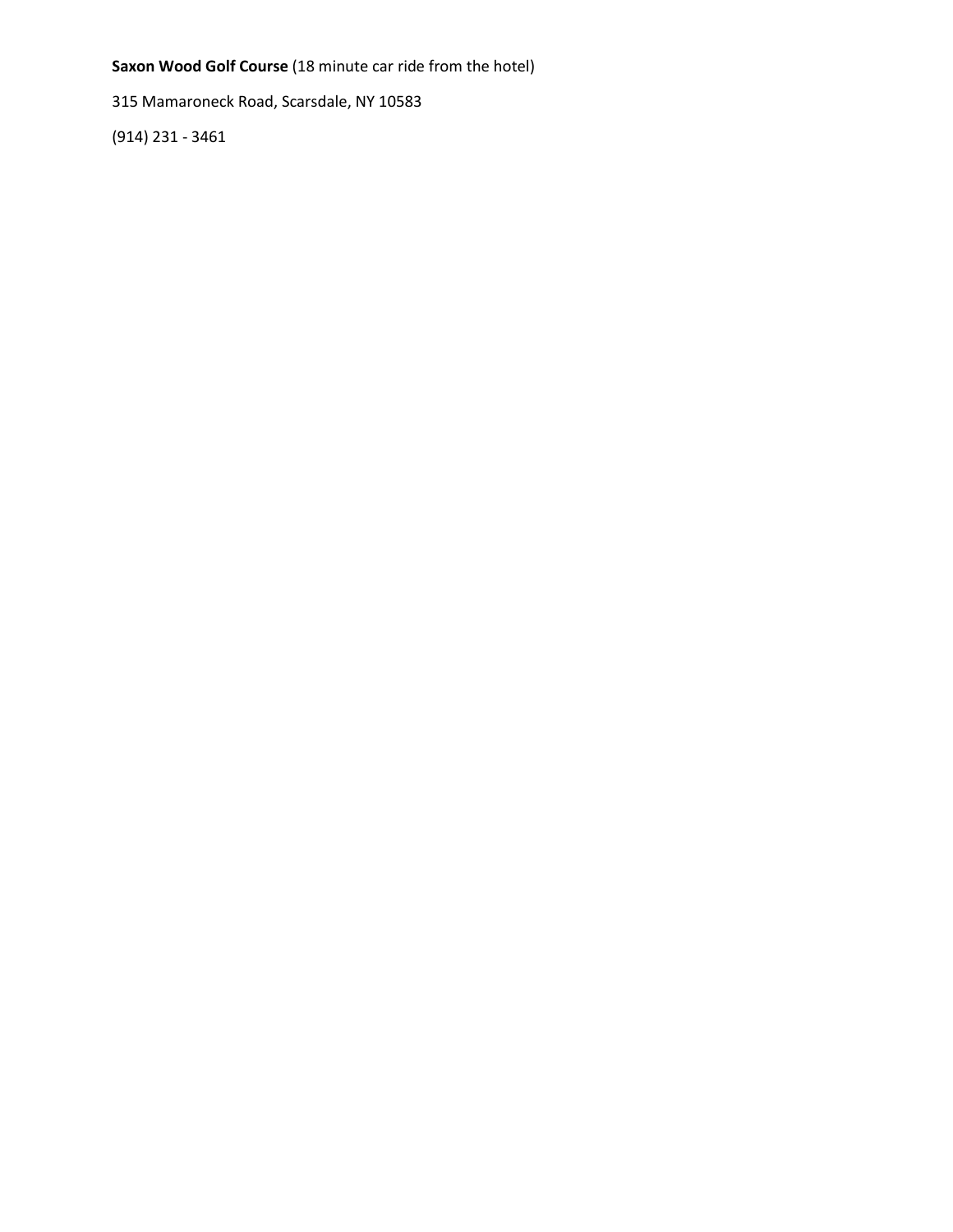**Saxon Wood Golf Course** (18 minute car ride from the hotel)

315 Mamaroneck Road, Scarsdale, NY 10583

(914) 231 - 3461